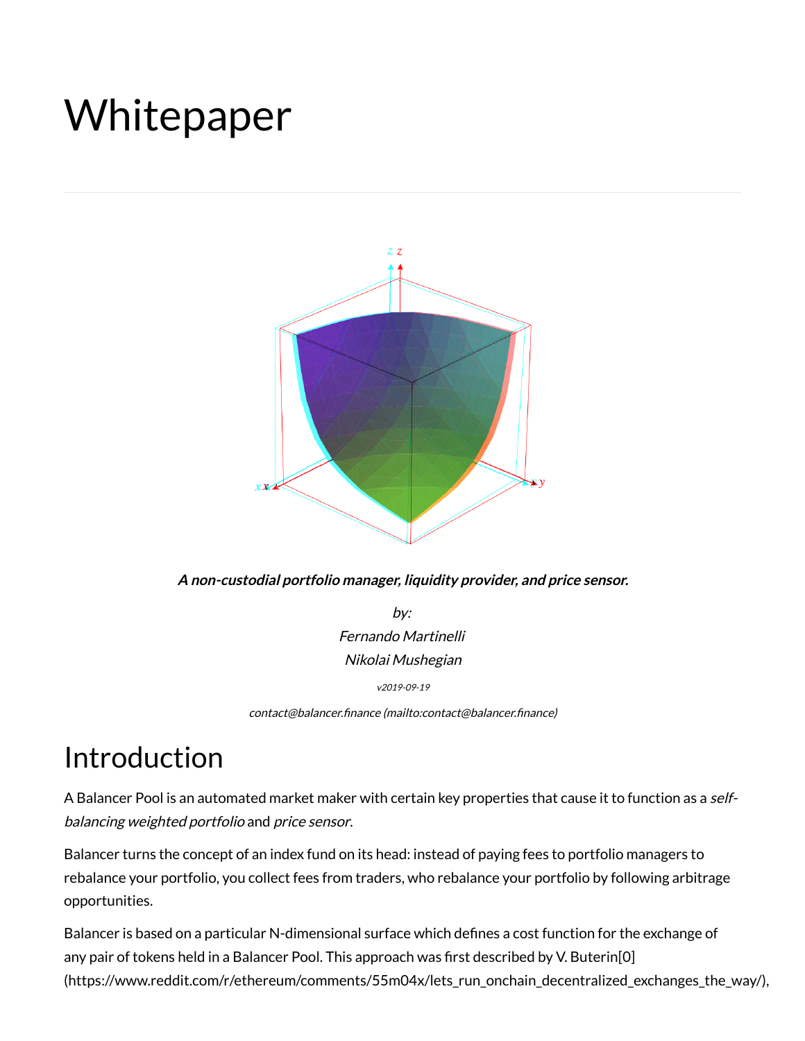# Whitepaper

***A non-custodial portfolio manager, liquidity provider, and price sensor.***

*by:*

*Fernando Martinelli*

*Nikolai Mushegian*

*v2019-09-19*

*contact@balancer.finance (mailto:contact@balancer.finance)*

## Introduction

A Balancer Pool is an automated market maker with certain key properties that cause it to function as a *self-balancing weighted portfolio* and *price sensor*.

Balancer turns the concept of an index fund on its head: instead of paying fees to portfolio managers to rebalance your portfolio, you collect fees from traders, who rebalance your portfolio by following arbitrage opportunities.

Balancer is based on a particular N-dimensional surface which defines a cost function for the exchange of any pair of tokens held in a Balancer Pool. This approach was first described by V. Buterin[0] (https://www.reddit.com/r/ethereum/comments/55m04x/lets_run_onchain_decentralized_exchanges_the_way/),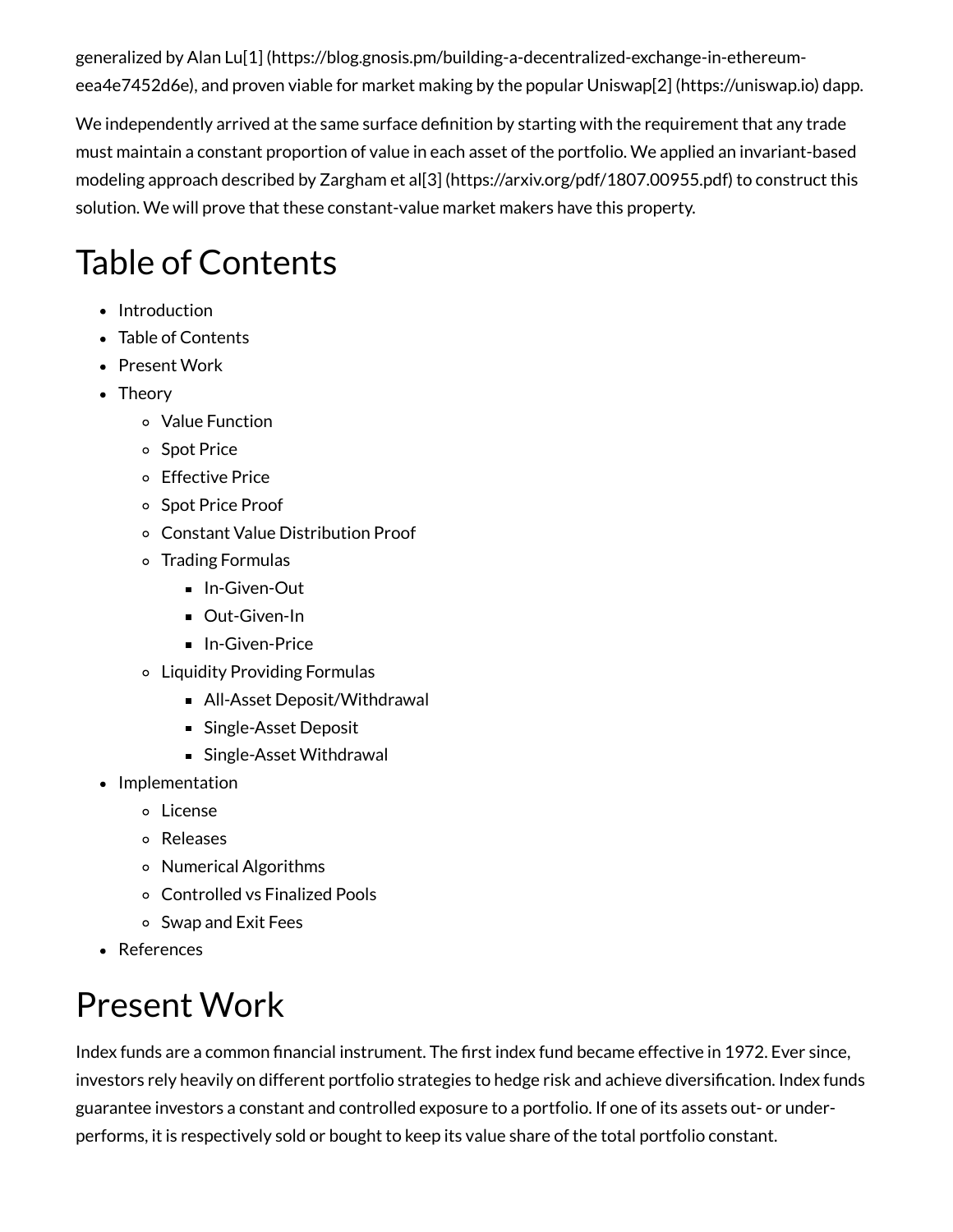generalized by Alan Lu[1] (https://blog.gnosis.pm/building-a-decentralized-exchange-in-ethereum-eea4e7452d6e), and proven viable for market making by the popular Uniswap[2] (https://uniswap.io) dapp.

We independently arrived at the same surface definition by starting with the requirement that any trade must maintain a constant proportion of value in each asset of the portfolio. We applied an invariant-based modeling approach described by Zargham et al[3] (https://arxiv.org/pdf/1807.00955.pdf) to construct this solution. We will prove that these constant-value market makers have this property.

# Table of Contents

- Introduction
- Table of Contents
- Present Work
- Theory
  - Value Function
  - Spot Price
  - Effective Price
  - Spot Price Proof
  - Constant Value Distribution Proof
  - Trading Formulas
    - In-Given-Out
    - Out-Given-In
    - In-Given-Price
  - Liquidity Providing Formulas
    - All-Asset Deposit/Withdrawal
    - Single-Asset Deposit
    - Single-Asset Withdrawal
- Implementation
  - License
  - Releases
  - Numerical Algorithms
  - Controlled vs Finalized Pools
  - Swap and Exit Fees
- References

# Present Work

Index funds are a common financial instrument. The first index fund became effective in 1972. Ever since, investors rely heavily on different portfolio strategies to hedge risk and achieve diversification. Index funds guarantee investors a constant and controlled exposure to a portfolio. If one of its assets out- or under-performs, it is respectively sold or bought to keep its value share of the total portfolio constant.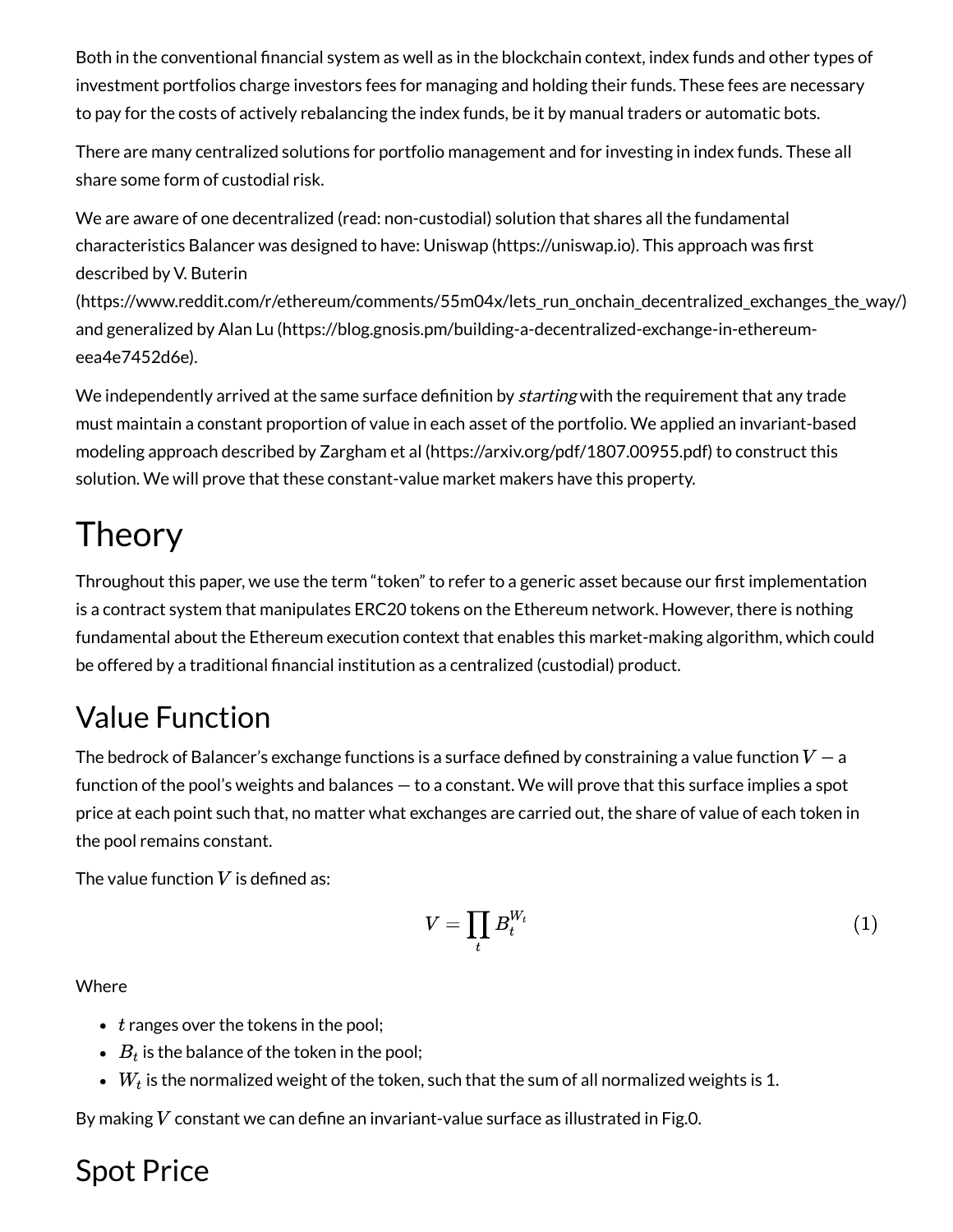Both in the conventional financial system as well as in the blockchain context, index funds and other types of investment portfolios charge investors fees for managing and holding their funds. These fees are necessary to pay for the costs of actively rebalancing the index funds, be it by manual traders or automatic bots.

There are many centralized solutions for portfolio management and for investing in index funds. These all share some form of custodial risk.

We are aware of one decentralized (read: non-custodial) solution that shares all the fundamental characteristics Balancer was designed to have: Uniswap (https://uniswap.io). This approach was first described by V. Buterin (https://www.reddit.com/r/ethereum/comments/55m04x/lets_run_onchain_decentralized_exchanges_the_way/) and generalized by Alan Lu (https://blog.gnosis.pm/building-a-decentralized-exchange-in-ethereum-eea4e7452d6e).

We independently arrived at the same surface definition by *starting* with the requirement that any trade must maintain a constant proportion of value in each asset of the portfolio. We applied an invariant-based modeling approach described by Zargham et al (https://arxiv.org/pdf/1807.00955.pdf) to construct this solution. We will prove that these constant-value market makers have this property.

# Theory

Throughout this paper, we use the term "token" to refer to a generic asset because our first implementation is a contract system that manipulates ERC20 tokens on the Ethereum network. However, there is nothing fundamental about the Ethereum execution context that enables this market-making algorithm, which could be offered by a traditional financial institution as a centralized (custodial) product.

## Value Function

The bedrock of Balancer's exchange functions is a surface defined by constraining a value function $V$ — a function of the pool's weights and balances — to a constant. We will prove that this surface implies a spot price at each point such that, no matter what exchanges are carried out, the share of value of each token in the pool remains constant.

The value function $V$ is defined as:

$$V = \prod_t B_t^{W_t} \tag{1}$$

Where

- $t$ ranges over the tokens in the pool;
- $B_t$ is the balance of the token in the pool;
- $W_t$ is the normalized weight of the token, such that the sum of all normalized weights is 1.

By making $V$ constant we can define an invariant-value surface as illustrated in Fig.0.

## Spot Price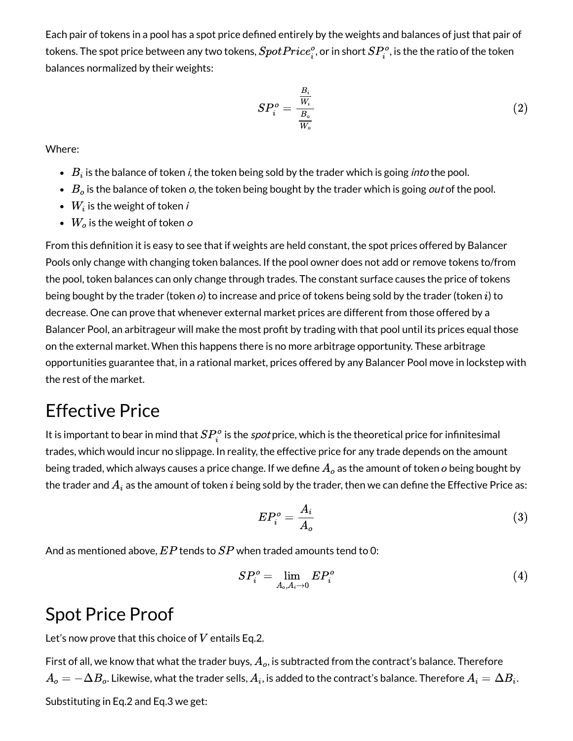Each pair of tokens in a pool has a spot price defined entirely by the weights and balances of just that pair of tokens. The spot price between any two tokens, $SpotPrice_i^o$, or in short $SP_i^o$, is the the ratio of the token balances normalized by their weights:

$$SP_i^o = \frac{\frac{B_i}{W_i}}{\frac{B_o}{W_o}} \tag{2}$$

Where:

- $B_i$ is the balance of token *i*, the token being sold by the trader which is going *into* the pool.
- $B_o$ is the balance of token *o*, the token being bought by the trader which is going *out* of the pool.
- $W_i$ is the weight of token *i*
- $W_o$ is the weight of token *o*

From this definition it is easy to see that if weights are held constant, the spot prices offered by Balancer Pools only change with changing token balances. If the pool owner does not add or remove tokens to/from the pool, token balances can only change through trades. The constant surface causes the price of tokens being bought by the trader (token *o*) to increase and price of tokens being sold by the trader (token $i$) to decrease. One can prove that whenever external market prices are different from those offered by a Balancer Pool, an arbitrageur will make the most profit by trading with that pool until its prices equal those on the external market. When this happens there is no more arbitrage opportunity. These arbitrage opportunities guarantee that, in a rational market, prices offered by any Balancer Pool move in lockstep with the rest of the market.

## Effective Price

It is important to bear in mind that $SP_i^o$ is the *spot* price, which is the theoretical price for infinitesimal trades, which would incur no slippage. In reality, the effective price for any trade depends on the amount being traded, which always causes a price change. If we define $A_o$ as the amount of token *o* being bought by the trader and $A_i$ as the amount of token $i$ being sold by the trader, then we can define the Effective Price as:

$$EP_i^o = \frac{A_i}{A_o} \tag{3}$$

And as mentioned above, $EP$ tends to $SP$ when traded amounts tend to 0:

$$SP_i^o = \lim_{A_o, A_i \to 0} EP_i^o \tag{4}$$

## Spot Price Proof

Let's now prove that this choice of $V$ entails Eq.2.

First of all, we know that what the trader buys, $A_o$, is subtracted from the contract's balance. Therefore $A_o = -\Delta B_o$. Likewise, what the trader sells, $A_i$, is added to the contract's balance. Therefore $A_i = \Delta B_i$.

Substituting in Eq.2 and Eq.3 we get: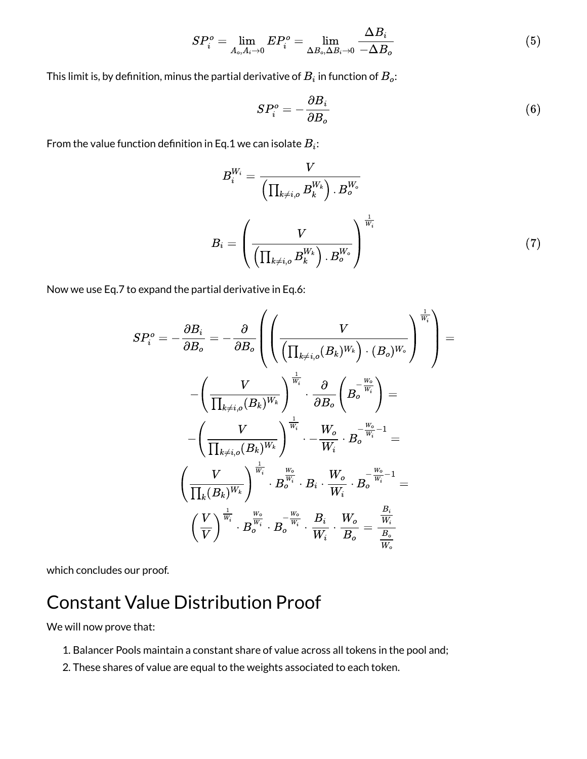$$SP_i^o = \lim_{A_o, A_i \to 0} EP_i^o = \lim_{\Delta B_o, \Delta B_i \to 0} \frac{\Delta B_i}{-\Delta B_o} \tag{5}$$

This limit is, by definition, minus the partial derivative of $B_i$ in function of $B_o$:

$$SP_i^o = -\frac{\partial B_i}{\partial B_o} \tag{6}$$

From the value function definition in Eq.1 we can isolate $B_i$:

$$B_i^{W_i} = \frac{V}{\left(\prod_{k \neq i,o} B_k^{W_k}\right) . B_o^{W_o}}$$

$$B_i = \left(\frac{V}{\left(\prod_{k \neq i,o} B_k^{W_k}\right) . B_o^{W_o}}\right)^{\frac{1}{W_i}} \tag{7}$$

Now we use Eq.7 to expand the partial derivative in Eq.6:

$$SP_i^o = -\frac{\partial B_i}{\partial B_o} = -\frac{\partial}{\partial B_o}\left(\left(\frac{V}{\left(\prod_{k \neq i,o} (B_k)^{W_k}\right) \cdot (B_o)^{W_o}}\right)^{\frac{1}{W_i}}\right) =$$

$$-\left(\frac{V}{\prod_{k \neq i,o} (B_k)^{W_k}}\right)^{\frac{1}{W_i}} \cdot \frac{\partial}{\partial B_o}\left(B_o^{-\frac{W_o}{W_i}}\right) =$$

$$-\left(\frac{V}{\prod_{k \neq i,o} (B_k)^{W_k}}\right)^{\frac{1}{W_i}} \cdot -\frac{W_o}{W_i} \cdot B_o^{-\frac{W_o}{W_i}-1} =$$

$$\left(\frac{V}{\prod_{k} (B_k)^{W_k}}\right)^{\frac{1}{W_i}} \cdot B_o^{\frac{W_o}{W_i}} \cdot B_i \cdot \frac{W_o}{W_i} \cdot B_o^{-\frac{W_o}{W_i}-1} =$$

$$\left(\frac{V}{V}\right)^{\frac{1}{W_i}} \cdot B_o^{\frac{W_o}{W_i}} \cdot B_o^{-\frac{W_o}{W_i}} \cdot \frac{B_i}{W_i} \cdot \frac{W_o}{B_o} = \frac{\frac{B_i}{W_i}}{\frac{B_o}{W_o}}$$

which concludes our proof.

# Constant Value Distribution Proof

We will now prove that:

1. Balancer Pools maintain a constant share of value across all tokens in the pool and;
2. These shares of value are equal to the weights associated to each token.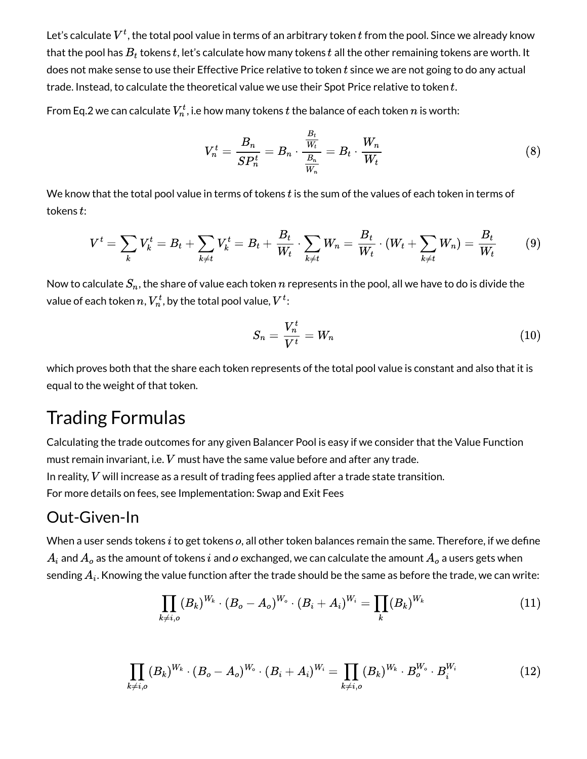Let's calculate $V^t$, the total pool value in terms of an arbitrary token $t$ from the pool. Since we already know that the pool has $B_t$ tokens $t$, let's calculate how many tokens $t$ all the other remaining tokens are worth. It does not make sense to use their Effective Price relative to token $t$ since we are not going to do any actual trade. Instead, to calculate the theoretical value we use their Spot Price relative to token $t$.

From Eq.2 we can calculate $V_n^t$, i.e how many tokens $t$ the balance of each token $n$ is worth:

$$V_n^t = \frac{B_n}{SP_n^t} = B_n \cdot \frac{\frac{B_t}{W_t}}{\frac{B_n}{W_n}} = B_t \cdot \frac{W_n}{W_t} \tag{8}$$

We know that the total pool value in terms of tokens $t$ is the sum of the values of each token in terms of tokens $t$:

$$V^t = \sum_k V_k^t = B_t + \sum_{k \neq t} V_k^t = B_t + \frac{B_t}{W_t} \cdot \sum_{k \neq t} W_n = \frac{B_t}{W_t} \cdot (W_t + \sum_{k \neq t} W_n) = \frac{B_t}{W_t} \tag{9}$$

Now to calculate $S_n$, the share of value each token $n$ represents in the pool, all we have to do is divide the value of each token $n$, $V_n^t$, by the total pool value, $V^t$:

$$S_n = \frac{V_n^t}{V^t} = W_n \tag{10}$$

which proves both that the share each token represents of the total pool value is constant and also that it is equal to the weight of that token.

# Trading Formulas

Calculating the trade outcomes for any given Balancer Pool is easy if we consider that the Value Function must remain invariant, i.e. $V$ must have the same value before and after any trade.
In reality, $V$ will increase as a result of trading fees applied after a trade state transition.
For more details on fees, see Implementation: Swap and Exit Fees

## Out-Given-In

When a user sends tokens $i$ to get tokens $o$, all other token balances remain the same. Therefore, if we define $A_i$ and $A_o$ as the amount of tokens $i$ and $o$ exchanged, we can calculate the amount $A_o$ a users gets when sending $A_i$. Knowing the value function after the trade should be the same as before the trade, we can write:

$$\prod_{k \neq i,o} (B_k)^{W_k} \cdot (B_o - A_o)^{W_o} \cdot (B_i + A_i)^{W_i} = \prod_k (B_k)^{W_k} \tag{11}$$

$$\prod_{k \neq i,o} (B_k)^{W_k} \cdot (B_o - A_o)^{W_o} \cdot (B_i + A_i)^{W_i} = \prod_{k \neq i,o} (B_k)^{W_k} \cdot B_o^{W_o} \cdot B_i^{W_i} \tag{12}$$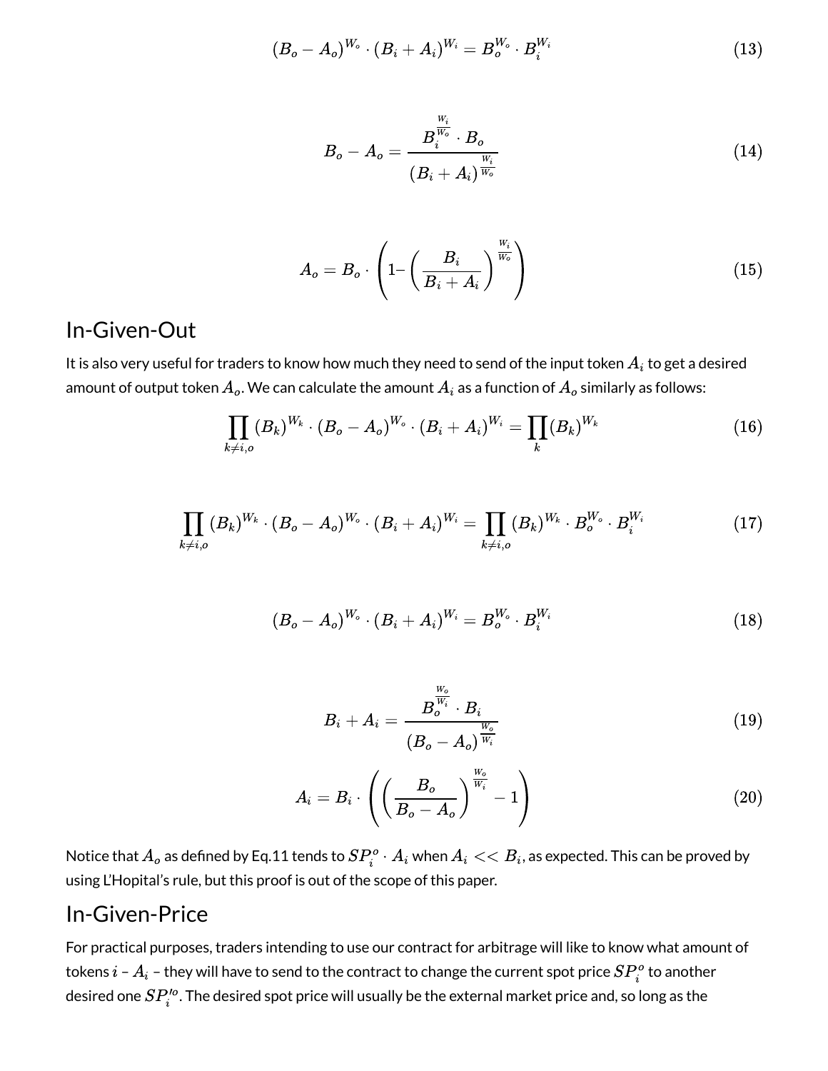$$(B_o - A_o)^{W_o} \cdot (B_i + A_i)^{W_i} = B_o^{W_o} \cdot B_i^{W_i} \tag{13}$$

$$B_o - A_o = \frac{B_i^{\frac{W_i}{W_o}} \cdot B_o}{(B_i + A_i)^{\frac{W_i}{W_o}}} \tag{14}$$

$$A_o = B_o \cdot \left(1 - \left(\frac{B_i}{B_i + A_i}\right)^{\frac{W_i}{W_o}}\right) \tag{15}$$

## In-Given-Out

It is also very useful for traders to know how much they need to send of the input token $A_i$ to get a desired amount of output token $A_o$. We can calculate the amount $A_i$ as a function of $A_o$ similarly as follows:

$$\prod_{k \neq i,o} (B_k)^{W_k} \cdot (B_o - A_o)^{W_o} \cdot (B_i + A_i)^{W_i} = \prod_k (B_k)^{W_k} \tag{16}$$

$$\prod_{k \neq i,o} (B_k)^{W_k} \cdot (B_o - A_o)^{W_o} \cdot (B_i + A_i)^{W_i} = \prod_{k \neq i,o} (B_k)^{W_k} \cdot B_o^{W_o} \cdot B_i^{W_i} \tag{17}$$

$$(B_o - A_o)^{W_o} \cdot (B_i + A_i)^{W_i} = B_o^{W_o} \cdot B_i^{W_i} \tag{18}$$

$$B_i + A_i = \frac{B_o^{\frac{W_o}{W_i}} \cdot B_i}{(B_o - A_o)^{\frac{W_o}{W_i}}} \tag{19}$$

$$A_i = B_i \cdot \left(\left(\frac{B_o}{B_o - A_o}\right)^{\frac{W_o}{W_i}} - 1\right) \tag{20}$$

Notice that $A_o$ as defined by Eq.11 tends to $SP_i^o \cdot A_i$ when $A_i << B_i$, as expected. This can be proved by using L'Hopital's rule, but this proof is out of the scope of this paper.

## In-Given-Price

For practical purposes, traders intending to use our contract for arbitrage will like to know what amount of tokens $i$ – $A_i$ – they will have to send to the contract to change the current spot price $SP_i^o$ to another desired one $SP_i'^o$. The desired spot price will usually be the external market price and, so long as the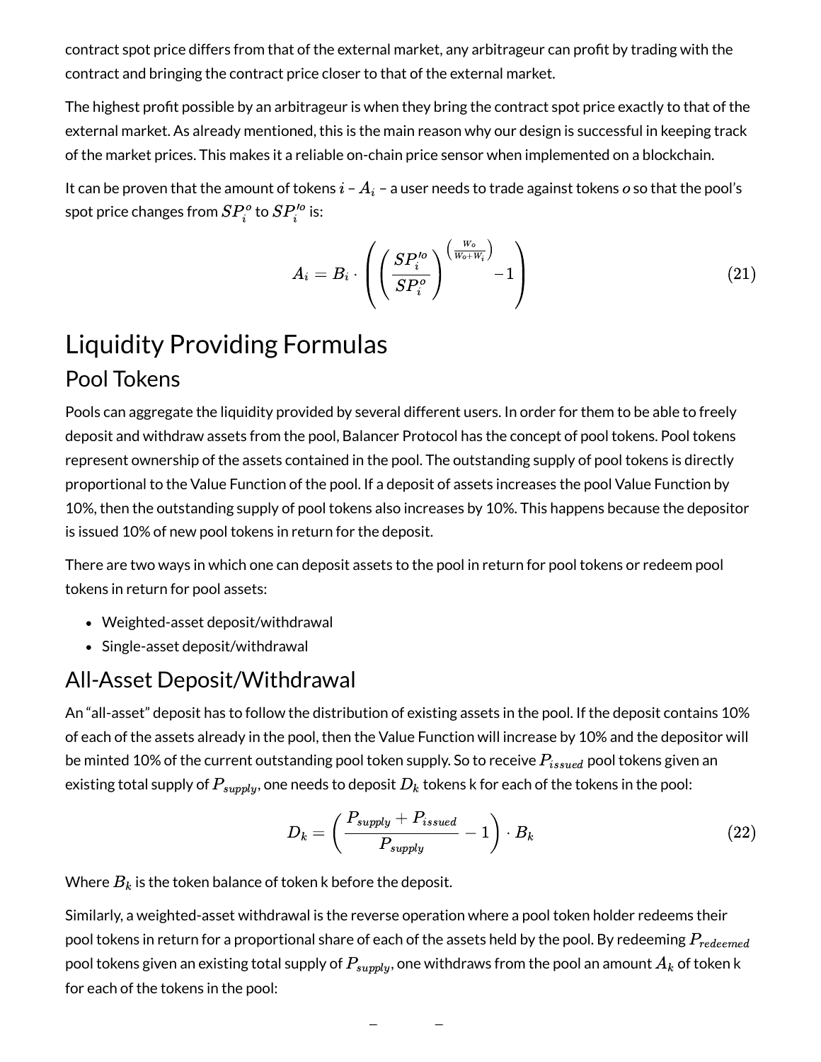contract spot price differs from that of the external market, any arbitrageur can profit by trading with the contract and bringing the contract price closer to that of the external market.

The highest profit possible by an arbitrageur is when they bring the contract spot price exactly to that of the external market. As already mentioned, this is the main reason why our design is successful in keeping track of the market prices. This makes it a reliable on-chain price sensor when implemented on a blockchain.

It can be proven that the amount of tokens $i$ – $A_i$ – a user needs to trade against tokens $o$ so that the pool's spot price changes from $SP_i^o$ to $SP_i'^o$ is:

$$A_i = B_i \cdot \left( \left( \frac{SP_i'^o}{SP_i^o} \right)^{\left( \frac{W_o}{W_o + W_i} \right)} - 1 \right) \tag{21}$$

# Liquidity Providing Formulas

## Pool Tokens

Pools can aggregate the liquidity provided by several different users. In order for them to be able to freely deposit and withdraw assets from the pool, Balancer Protocol has the concept of pool tokens. Pool tokens represent ownership of the assets contained in the pool. The outstanding supply of pool tokens is directly proportional to the Value Function of the pool. If a deposit of assets increases the pool Value Function by 10%, then the outstanding supply of pool tokens also increases by 10%. This happens because the depositor is issued 10% of new pool tokens in return for the deposit.

There are two ways in which one can deposit assets to the pool in return for pool tokens or redeem pool tokens in return for pool assets:

- Weighted-asset deposit/withdrawal
- Single-asset deposit/withdrawal

## All-Asset Deposit/Withdrawal

An "all-asset" deposit has to follow the distribution of existing assets in the pool. If the deposit contains 10% of each of the assets already in the pool, then the Value Function will increase by 10% and the depositor will be minted 10% of the current outstanding pool token supply. So to receive $P_{issued}$ pool tokens given an existing total supply of $P_{supply}$, one needs to deposit $D_k$ tokens k for each of the tokens in the pool:

$$D_k = \left( \frac{P_{supply} + P_{issued}}{P_{supply}} - 1 \right) \cdot B_k \tag{22}$$

Where $B_k$ is the token balance of token k before the deposit.

Similarly, a weighted-asset withdrawal is the reverse operation where a pool token holder redeems their pool tokens in return for a proportional share of each of the assets held by the pool. By redeeming $P_{redeemed}$ pool tokens given an existing total supply of $P_{supply}$, one withdraws from the pool an amount $A_k$ of token k for each of the tokens in the pool: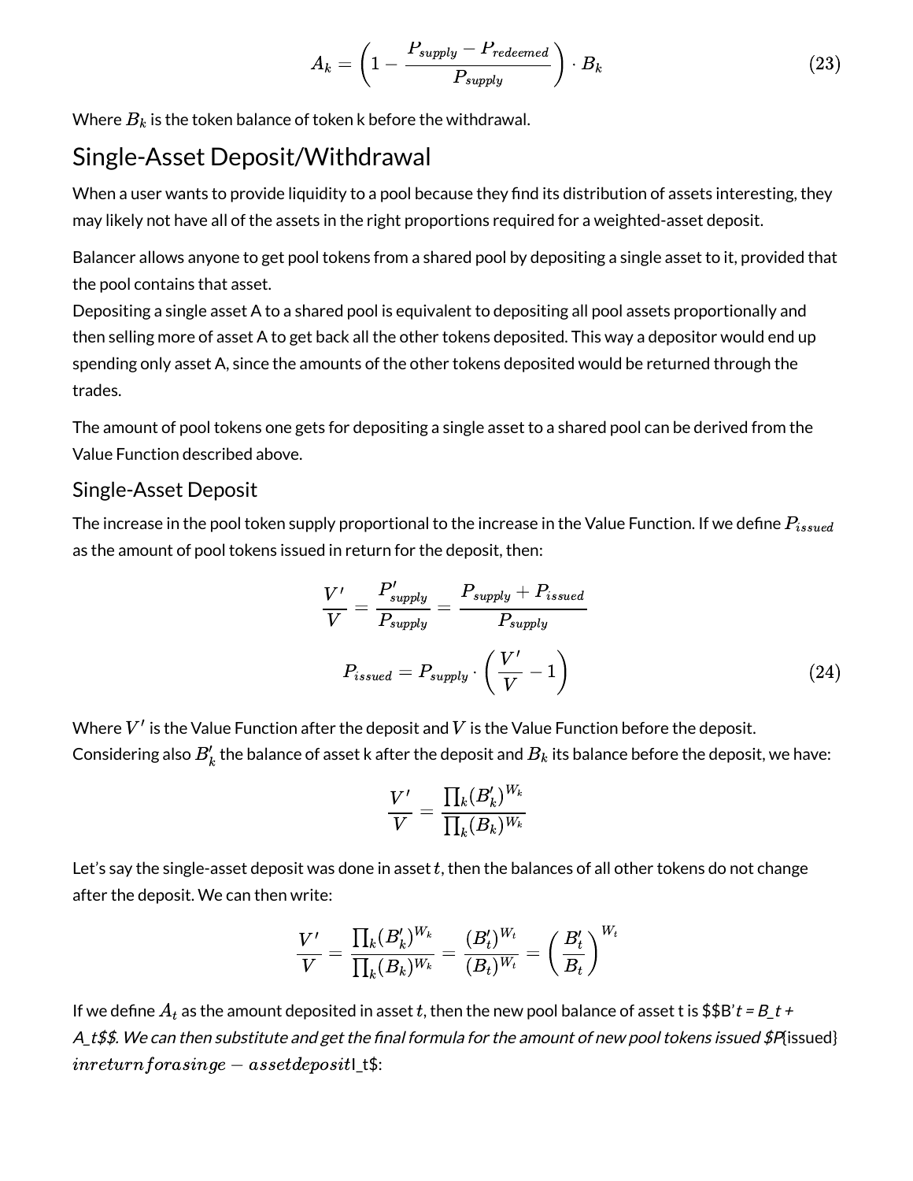$$A_k = \left(1 - \frac{P_{supply} - P_{redeemed}}{P_{supply}}\right) \cdot B_k \tag{23}$$

Where $B_k$ is the token balance of token k before the withdrawal.

## Single-Asset Deposit/Withdrawal

When a user wants to provide liquidity to a pool because they find its distribution of assets interesting, they may likely not have all of the assets in the right proportions required for a weighted-asset deposit.

Balancer allows anyone to get pool tokens from a shared pool by depositing a single asset to it, provided that the pool contains that asset.
Depositing a single asset A to a shared pool is equivalent to depositing all pool assets proportionally and then selling more of asset A to get back all the other tokens deposited. This way a depositor would end up spending only asset A, since the amounts of the other tokens deposited would be returned through the trades.

The amount of pool tokens one gets for depositing a single asset to a shared pool can be derived from the Value Function described above.

### Single-Asset Deposit

The increase in the pool token supply proportional to the increase in the Value Function. If we define $P_{issued}$ as the amount of pool tokens issued in return for the deposit, then:

$$\frac{V'}{V} = \frac{P'_{supply}}{P_{supply}} = \frac{P_{supply} + P_{issued}}{P_{supply}}$$

$$P_{issued} = P_{supply} \cdot \left(\frac{V'}{V} - 1\right) \tag{24}$$

Where $V'$ is the Value Function after the deposit and $V$ is the Value Function before the deposit. Considering also $B'_k$ the balance of asset k after the deposit and $B_k$ its balance before the deposit, we have:

$$\frac{V'}{V} = \frac{\prod_k (B'_k)^{W_k}}{\prod_k (B_k)^{W_k}}$$

Let's say the single-asset deposit was done in asset $t$, then the balances of all other tokens do not change after the deposit. We can then write:

$$\frac{V'}{V} = \frac{\prod_k (B'_k)^{W_k}}{\prod_k (B_k)^{W_k}} = \frac{(B'_t)^{W_t}}{(B_t)^{W_t}} = \left(\frac{B'_t}{B_t}\right)^{W_t}$$

If we define $A_t$ as the amount deposited in asset $t$, then the new pool balance of asset t is $B'_t = B_t + A_t$. We can then substitute and get the final formula for the amount of new pool tokens issued $P_{issued}$ in return for a singe-asset deposit $A_t$: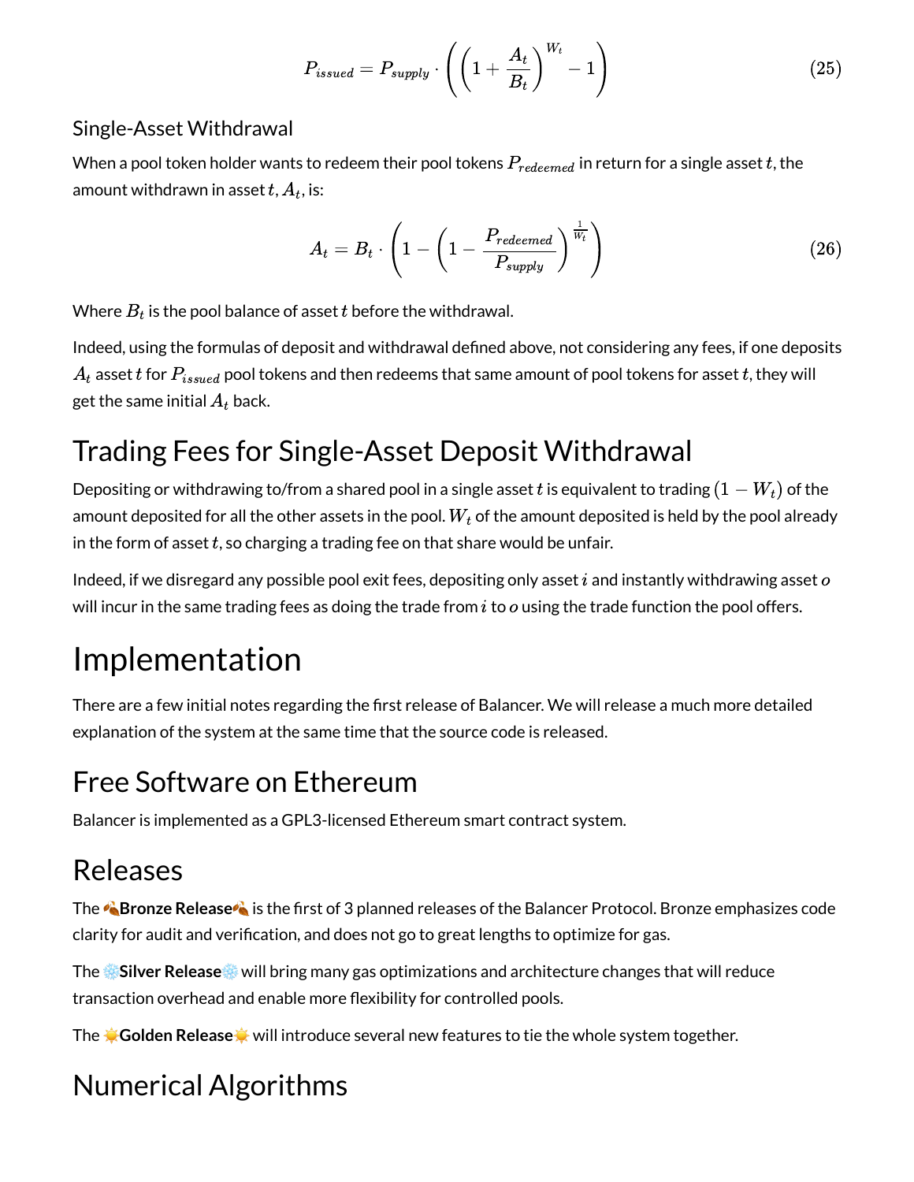$$P_{issued} = P_{supply} \cdot \left( \left( 1 + \frac{A_t}{B_t} \right)^{W_t} - 1 \right) \tag{25}$$

### Single-Asset Withdrawal

When a pool token holder wants to redeem their pool tokens $P_{redeemed}$ in return for a single asset $t$, the amount withdrawn in asset $t$, $A_t$, is:

$$A_t = B_t \cdot \left( 1 - \left( 1 - \frac{P_{redeemed}}{P_{supply}} \right)^{\frac{1}{W_t}} \right) \tag{26}$$

Where $B_t$ is the pool balance of asset $t$ before the withdrawal.

Indeed, using the formulas of deposit and withdrawal defined above, not considering any fees, if one deposits $A_t$ asset $t$ for $P_{issued}$ pool tokens and then redeems that same amount of pool tokens for asset $t$, they will get the same initial $A_t$ back.

## Trading Fees for Single-Asset Deposit Withdrawal

Depositing or withdrawing to/from a shared pool in a single asset $t$ is equivalent to trading $(1 - W_t)$ of the amount deposited for all the other assets in the pool. $W_t$ of the amount deposited is held by the pool already in the form of asset $t$, so charging a trading fee on that share would be unfair.

Indeed, if we disregard any possible pool exit fees, depositing only asset $i$ and instantly withdrawing asset $o$ will incur in the same trading fees as doing the trade from $i$ to $o$ using the trade function the pool offers.

# Implementation

There are a few initial notes regarding the first release of Balancer. We will release a much more detailed explanation of the system at the same time that the source code is released.

## Free Software on Ethereum

Balancer is implemented as a GPL3-licensed Ethereum smart contract system.

## Releases

The 🍂**Bronze Release**🍂 is the first of 3 planned releases of the Balancer Protocol. Bronze emphasizes code clarity for audit and verification, and does not go to great lengths to optimize for gas.

The ❄️**Silver Release**❄️ will bring many gas optimizations and architecture changes that will reduce transaction overhead and enable more flexibility for controlled pools.

The ☀️**Golden Release**☀️ will introduce several new features to tie the whole system together.

## Numerical Algorithms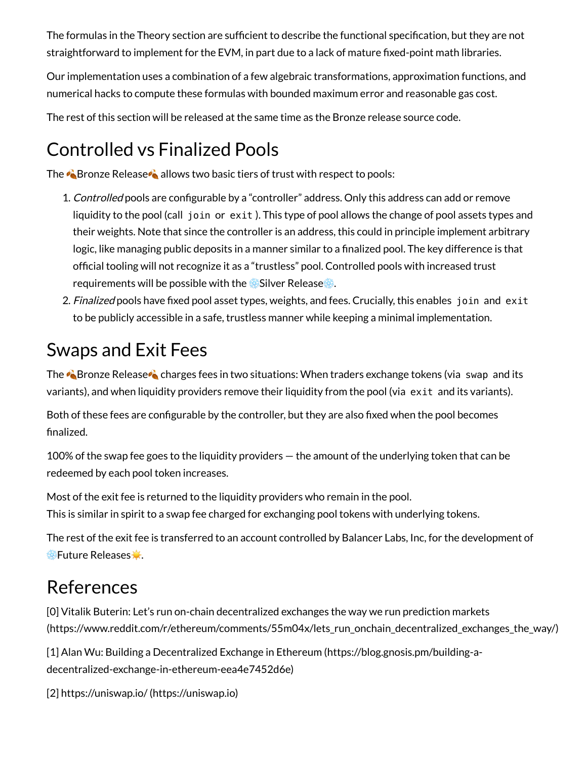The formulas in the Theory section are sufficient to describe the functional specification, but they are not straightforward to implement for the EVM, in part due to a lack of mature fixed-point math libraries.

Our implementation uses a combination of a few algebraic transformations, approximation functions, and numerical hacks to compute these formulas with bounded maximum error and reasonable gas cost.

The rest of this section will be released at the same time as the Bronze release source code.

## Controlled vs Finalized Pools

The 🍂Bronze Release🍂 allows two basic tiers of trust with respect to pools:

1. *Controlled* pools are configurable by a "controller" address. Only this address can add or remove liquidity to the pool (call `join` or `exit`). This type of pool allows the change of pool assets types and their weights. Note that since the controller is an address, this could in principle implement arbitrary logic, like managing public deposits in a manner similar to a finalized pool. The key difference is that official tooling will not recognize it as a "trustless" pool. Controlled pools with increased trust requirements will be possible with the ❄️Silver Release❄️.
2. *Finalized* pools have fixed pool asset types, weights, and fees. Crucially, this enables `join` and `exit` to be publicly accessible in a safe, trustless manner while keeping a minimal implementation.

## Swaps and Exit Fees

The 🍂Bronze Release🍂 charges fees in two situations: When traders exchange tokens (via `swap` and its variants), and when liquidity providers remove their liquidity from the pool (via `exit` and its variants).

Both of these fees are configurable by the controller, but they are also fixed when the pool becomes finalized.

100% of the swap fee goes to the liquidity providers — the amount of the underlying token that can be redeemed by each pool token increases.

Most of the exit fee is returned to the liquidity providers who remain in the pool.
This is similar in spirit to a swap fee charged for exchanging pool tokens with underlying tokens.

The rest of the exit fee is transferred to an account controlled by Balancer Labs, Inc, for the development of ❄️Future Releases☀️.

## References

[0] Vitalik Buterin: Let's run on-chain decentralized exchanges the way we run prediction markets (https://www.reddit.com/r/ethereum/comments/55m04x/lets_run_onchain_decentralized_exchanges_the_way/)

[1] Alan Wu: Building a Decentralized Exchange in Ethereum (https://blog.gnosis.pm/building-a-decentralized-exchange-in-ethereum-eea4e7452d6e)

[2] https://uniswap.io/ (https://uniswap.io)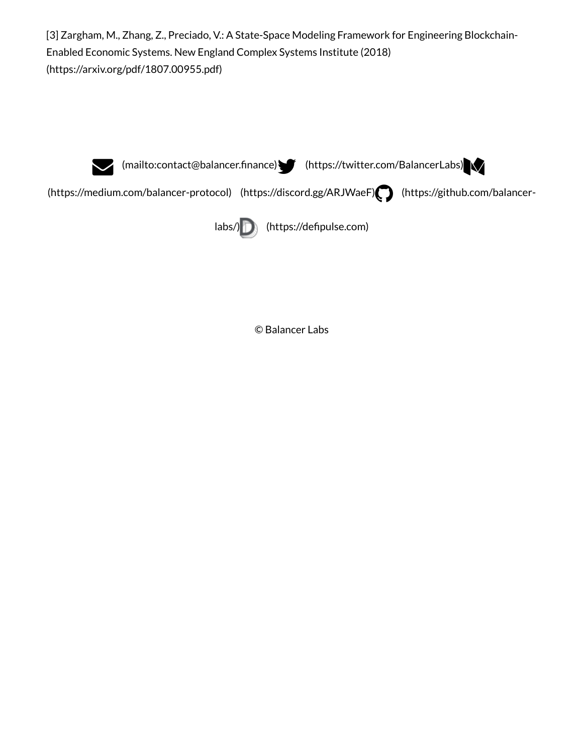[3] Zargham, M., Zhang, Z., Preciado, V.: A State-Space Modeling Framework for Engineering Blockchain-Enabled Economic Systems. New England Complex Systems Institute (2018) (https://arxiv.org/pdf/1807.00955.pdf)

(mailto:contact@balancer.finance) (https://twitter.com/BalancerLabs) (https://medium.com/balancer-protocol) (https://discord.gg/ARJWaeF) (https://github.com/balancer-labs/) (https://defipulse.com)

© Balancer Labs